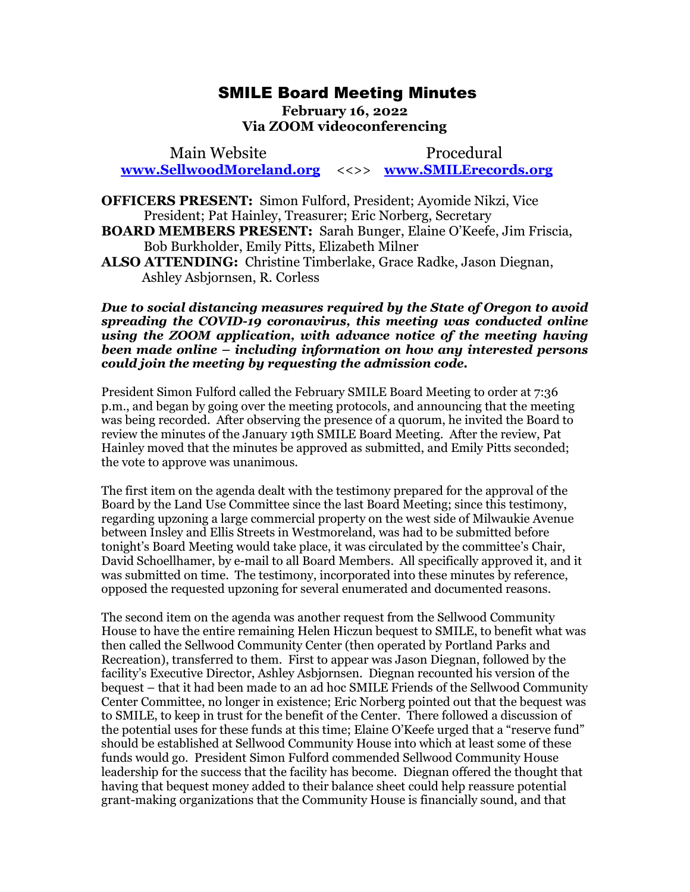# SMILE Board Meeting Minutes

**February 16, 2022**
**Via ZOOM videoconferencing**

Main Website **www.SellwoodMoreland.org** <<>> Procedural **www.SMILErecords.org**

**OFFICERS PRESENT:** Simon Fulford, President; Ayomide Nikzi, Vice President; Pat Hainley, Treasurer; Eric Norberg, Secretary
**BOARD MEMBERS PRESENT:** Sarah Bunger, Elaine O'Keefe, Jim Friscia, Bob Burkholder, Emily Pitts, Elizabeth Milner
**ALSO ATTENDING:** Christine Timberlake, Grace Radke, Jason Diegnan, Ashley Asbjornsen, R. Corless

***Due to social distancing measures required by the State of Oregon to avoid spreading the COVID-19 coronavirus, this meeting was conducted online using the ZOOM application, with advance notice of the meeting having been made online – including information on how any interested persons could join the meeting by requesting the admission code.***

President Simon Fulford called the February SMILE Board Meeting to order at 7:36 p.m., and began by going over the meeting protocols, and announcing that the meeting was being recorded. After observing the presence of a quorum, he invited the Board to review the minutes of the January 19th SMILE Board Meeting. After the review, Pat Hainley moved that the minutes be approved as submitted, and Emily Pitts seconded; the vote to approve was unanimous.

The first item on the agenda dealt with the testimony prepared for the approval of the Board by the Land Use Committee since the last Board Meeting; since this testimony, regarding upzoning a large commercial property on the west side of Milwaukie Avenue between Insley and Ellis Streets in Westmoreland, was had to be submitted before tonight's Board Meeting would take place, it was circulated by the committee's Chair, David Schoellhamer, by e-mail to all Board Members. All specifically approved it, and it was submitted on time. The testimony, incorporated into these minutes by reference, opposed the requested upzoning for several enumerated and documented reasons.

The second item on the agenda was another request from the Sellwood Community House to have the entire remaining Helen Hiczun bequest to SMILE, to benefit what was then called the Sellwood Community Center (then operated by Portland Parks and Recreation), transferred to them. First to appear was Jason Diegnan, followed by the facility's Executive Director, Ashley Asbjornsen. Diegnan recounted his version of the bequest – that it had been made to an ad hoc SMILE Friends of the Sellwood Community Center Committee, no longer in existence; Eric Norberg pointed out that the bequest was to SMILE, to keep in trust for the benefit of the Center. There followed a discussion of the potential uses for these funds at this time; Elaine O'Keefe urged that a "reserve fund" should be established at Sellwood Community House into which at least some of these funds would go. President Simon Fulford commended Sellwood Community House leadership for the success that the facility has become. Diegnan offered the thought that having that bequest money added to their balance sheet could help reassure potential grant-making organizations that the Community House is financially sound, and that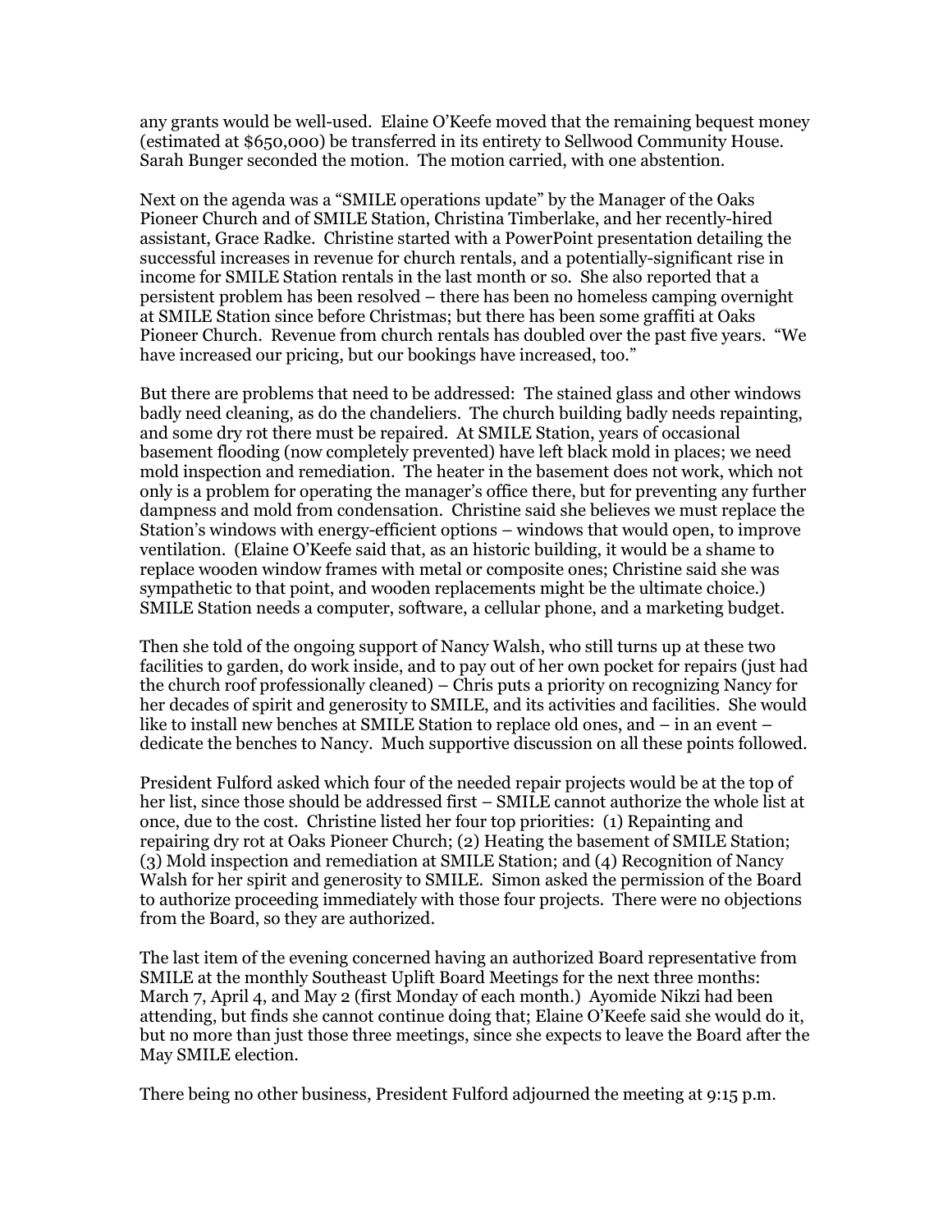any grants would be well-used. Elaine O'Keefe moved that the remaining bequest money (estimated at $650,000) be transferred in its entirety to Sellwood Community House. Sarah Bunger seconded the motion. The motion carried, with one abstention.

Next on the agenda was a "SMILE operations update" by the Manager of the Oaks Pioneer Church and of SMILE Station, Christina Timberlake, and her recently-hired assistant, Grace Radke. Christine started with a PowerPoint presentation detailing the successful increases in revenue for church rentals, and a potentially-significant rise in income for SMILE Station rentals in the last month or so. She also reported that a persistent problem has been resolved – there has been no homeless camping overnight at SMILE Station since before Christmas; but there has been some graffiti at Oaks Pioneer Church. Revenue from church rentals has doubled over the past five years. "We have increased our pricing, but our bookings have increased, too."

But there are problems that need to be addressed: The stained glass and other windows badly need cleaning, as do the chandeliers. The church building badly needs repainting, and some dry rot there must be repaired. At SMILE Station, years of occasional basement flooding (now completely prevented) have left black mold in places; we need mold inspection and remediation. The heater in the basement does not work, which not only is a problem for operating the manager's office there, but for preventing any further dampness and mold from condensation. Christine said she believes we must replace the Station's windows with energy-efficient options – windows that would open, to improve ventilation. (Elaine O'Keefe said that, as an historic building, it would be a shame to replace wooden window frames with metal or composite ones; Christine said she was sympathetic to that point, and wooden replacements might be the ultimate choice.) SMILE Station needs a computer, software, a cellular phone, and a marketing budget.

Then she told of the ongoing support of Nancy Walsh, who still turns up at these two facilities to garden, do work inside, and to pay out of her own pocket for repairs (just had the church roof professionally cleaned) – Chris puts a priority on recognizing Nancy for her decades of spirit and generosity to SMILE, and its activities and facilities. She would like to install new benches at SMILE Station to replace old ones, and – in an event – dedicate the benches to Nancy. Much supportive discussion on all these points followed.

President Fulford asked which four of the needed repair projects would be at the top of her list, since those should be addressed first – SMILE cannot authorize the whole list at once, due to the cost. Christine listed her four top priorities: (1) Repainting and repairing dry rot at Oaks Pioneer Church; (2) Heating the basement of SMILE Station; (3) Mold inspection and remediation at SMILE Station; and (4) Recognition of Nancy Walsh for her spirit and generosity to SMILE. Simon asked the permission of the Board to authorize proceeding immediately with those four projects. There were no objections from the Board, so they are authorized.

The last item of the evening concerned having an authorized Board representative from SMILE at the monthly Southeast Uplift Board Meetings for the next three months: March 7, April 4, and May 2 (first Monday of each month.) Ayomide Nikzi had been attending, but finds she cannot continue doing that; Elaine O'Keefe said she would do it, but no more than just those three meetings, since she expects to leave the Board after the May SMILE election.

There being no other business, President Fulford adjourned the meeting at 9:15 p.m.